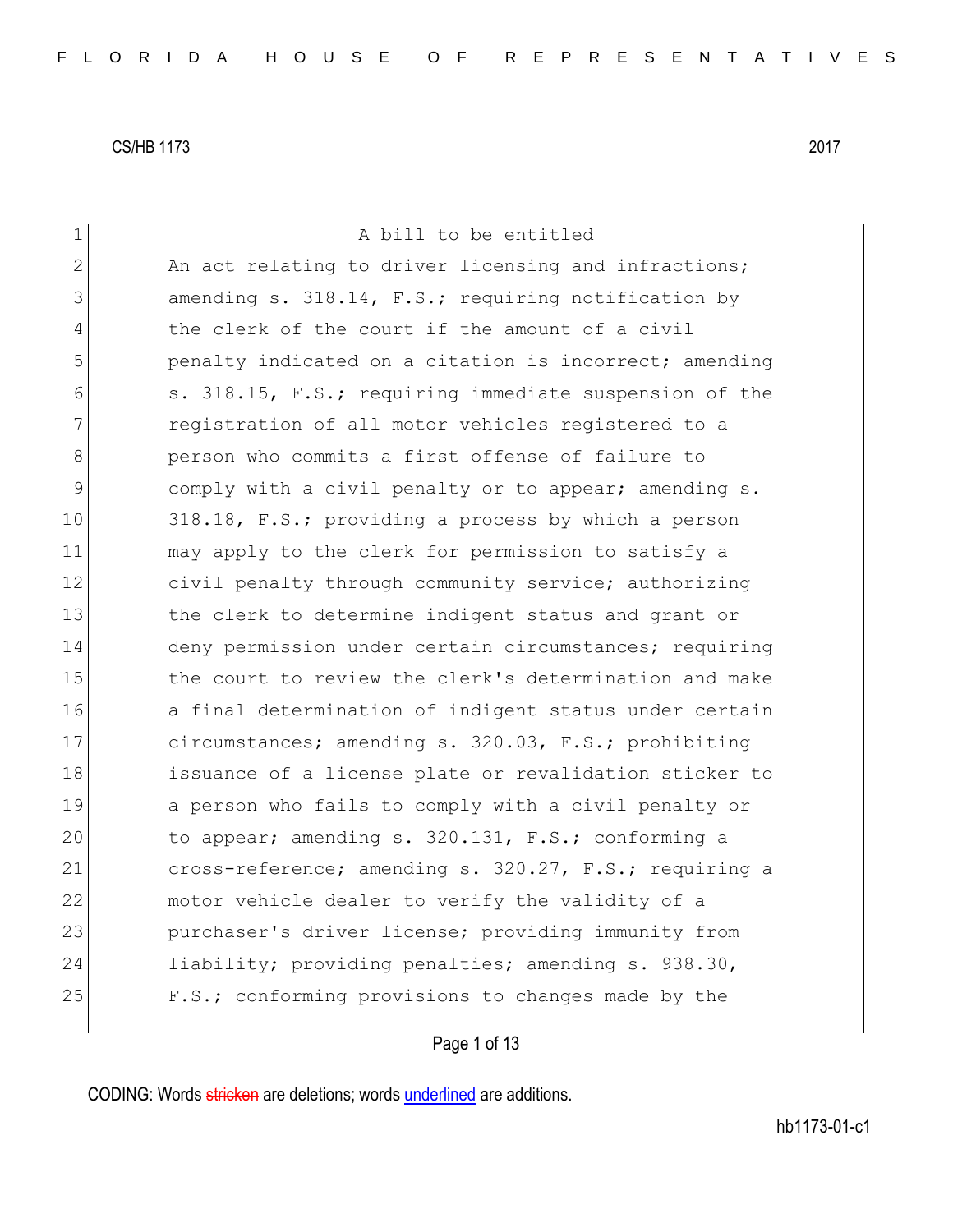CS/HB 1173 2017

A bill to be entitled

An act relating to driver licensing and infractions; amending s. 318.14, F.S.; requiring notification by the clerk of the court if the amount of a civil penalty indicated on a citation is incorrect; amending s. 318.15, F.S.; requiring immediate suspension of the registration of all motor vehicles registered to a person who commits a first offense of failure to comply with a civil penalty or to appear; amending s. 318.18, F.S.; providing a process by which a person may apply to the clerk for permission to satisfy a civil penalty through community service; authorizing the clerk to determine indigent status and grant or deny permission under certain circumstances; requiring the court to review the clerk's determination and make a final determination of indigent status under certain circumstances; amending s. 320.03, F.S.; prohibiting issuance of a license plate or revalidation sticker to a person who fails to comply with a civil penalty or to appear; amending s. 320.131, F.S.; conforming a cross-reference; amending s. 320.27, F.S.; requiring a motor vehicle dealer to verify the validity of a purchaser's driver license; providing immunity from liability; providing penalties; amending s. 938.30, F.S.; conforming provisions to changes made by the

CODING: Words ~~stricken~~ are deletions; words underlined are additions.

hb1173-01-c1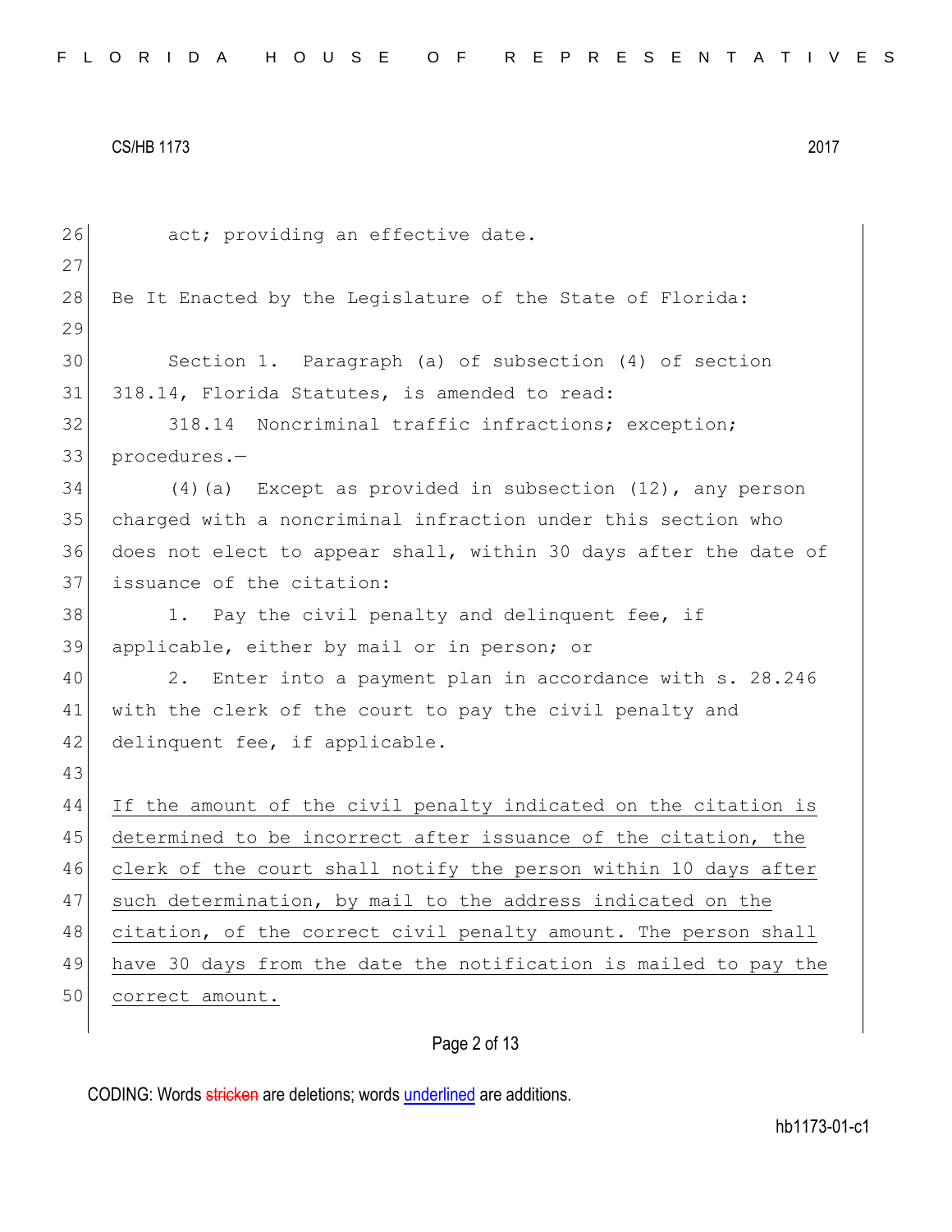act; providing an effective date.

Be It Enacted by the Legislature of the State of Florida:

Section 1. Paragraph (a) of subsection (4) of section 318.14, Florida Statutes, is amended to read:

318.14 Noncriminal traffic infractions; exception; procedures.—

(4)(a) Except as provided in subsection (12), any person charged with a noncriminal infraction under this section who does not elect to appear shall, within 30 days after the date of issuance of the citation:

1. Pay the civil penalty and delinquent fee, if applicable, either by mail or in person; or

2. Enter into a payment plan in accordance with s. 28.246 with the clerk of the court to pay the civil penalty and delinquent fee, if applicable.

<u>If the amount of the civil penalty indicated on the citation is determined to be incorrect after issuance of the citation, the clerk of the court shall notify the person within 10 days after such determination, by mail to the address indicated on the citation, of the correct civil penalty amount. The person shall have 30 days from the date the notification is mailed to pay the correct amount.</u>

CODING: Words stricken are deletions; words underlined are additions.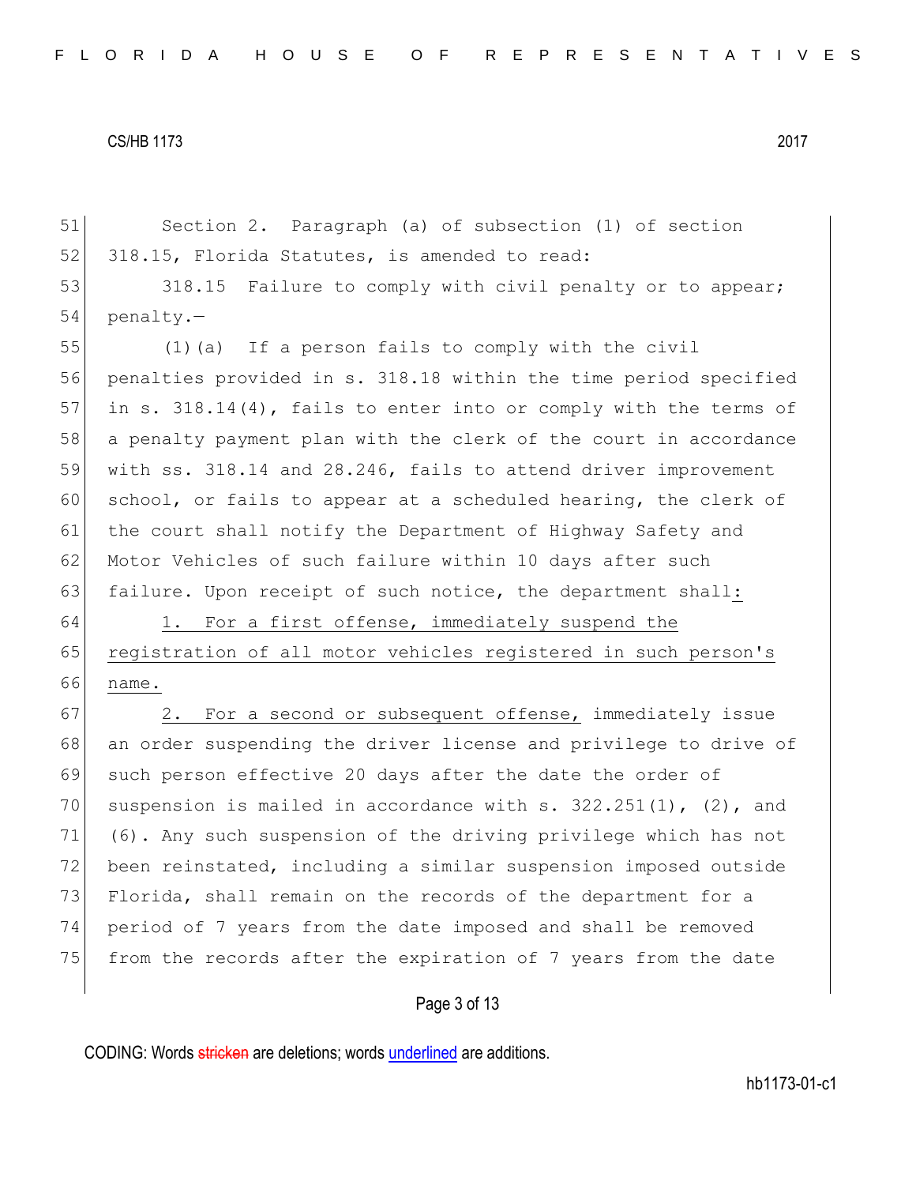Section 2. Paragraph (a) of subsection (1) of section 318.15, Florida Statutes, is amended to read:

318.15 Failure to comply with civil penalty or to appear; penalty.—

(1)(a) If a person fails to comply with the civil penalties provided in s. 318.18 within the time period specified in s. 318.14(4), fails to enter into or comply with the terms of a penalty payment plan with the clerk of the court in accordance with ss. 318.14 and 28.246, fails to attend driver improvement school, or fails to appear at a scheduled hearing, the clerk of the court shall notify the Department of Highway Safety and Motor Vehicles of such failure within 10 days after such failure. Upon receipt of such notice, the department shall<u>:</u>

<u>1. For a first offense, immediately suspend the registration of all motor vehicles registered in such person's name.</u>

<u>2. For a second or subsequent offense,</u> immediately issue an order suspending the driver license and privilege to drive of such person effective 20 days after the date the order of suspension is mailed in accordance with s. 322.251(1), (2), and (6). Any such suspension of the driving privilege which has not been reinstated, including a similar suspension imposed outside Florida, shall remain on the records of the department for a period of 7 years from the date imposed and shall be removed from the records after the expiration of 7 years from the date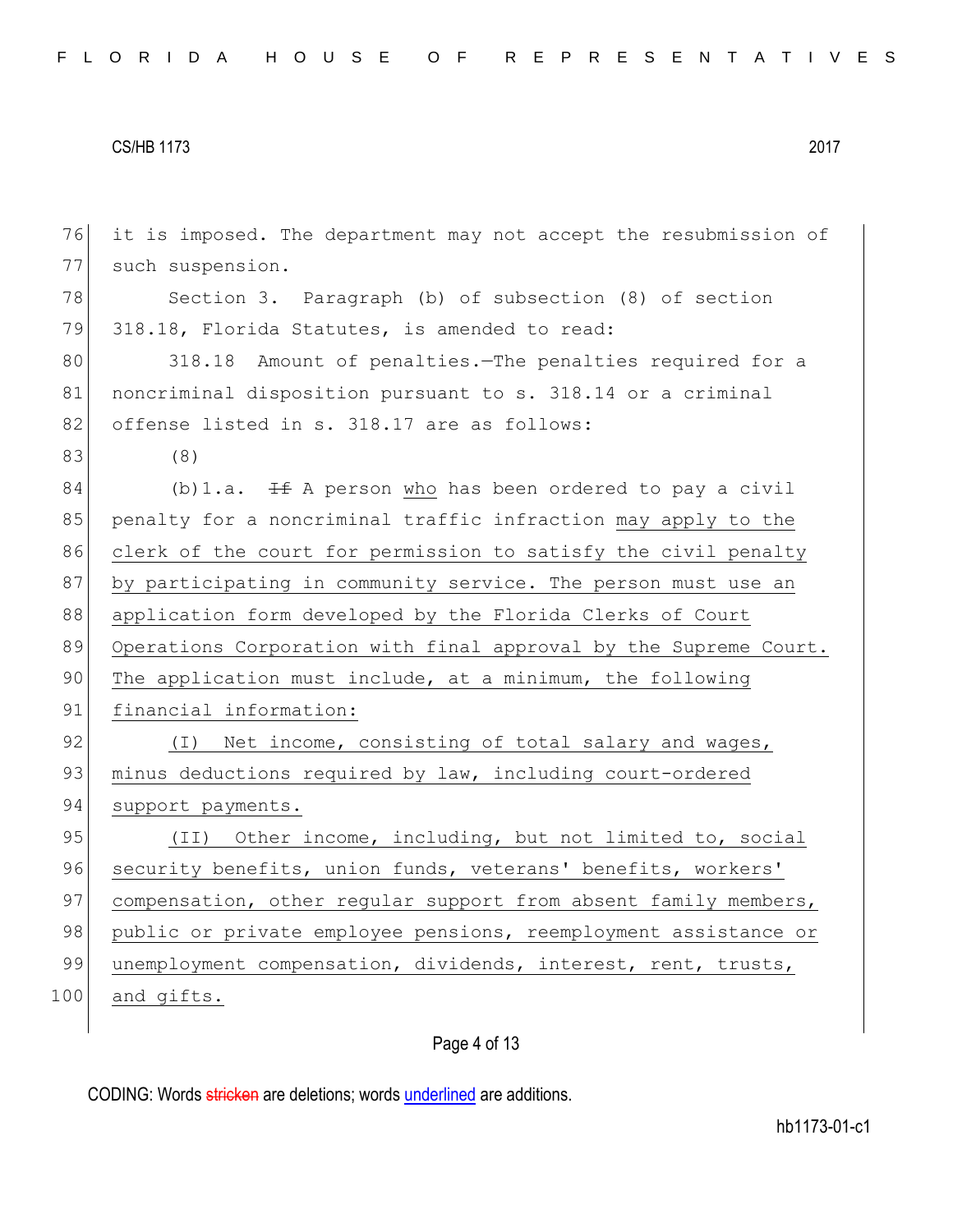it is imposed. The department may not accept the resubmission of such suspension.

Section 3. Paragraph (b) of subsection (8) of section 318.18, Florida Statutes, is amended to read:

318.18 Amount of penalties.—The penalties required for a noncriminal disposition pursuant to s. 318.14 or a criminal offense listed in s. 318.17 are as follows:

(8)

(b)1.a. ~~If~~ A person who has been ordered to pay a civil penalty for a noncriminal traffic infraction may apply to the clerk of the court for permission to satisfy the civil penalty by participating in community service. The person must use an application form developed by the Florida Clerks of Court Operations Corporation with final approval by the Supreme Court. The application must include, at a minimum, the following financial information:

(I) Net income, consisting of total salary and wages, minus deductions required by law, including court-ordered support payments.

(II) Other income, including, but not limited to, social security benefits, union funds, veterans' benefits, workers' compensation, other regular support from absent family members, public or private employee pensions, reemployment assistance or unemployment compensation, dividends, interest, rent, trusts, and gifts.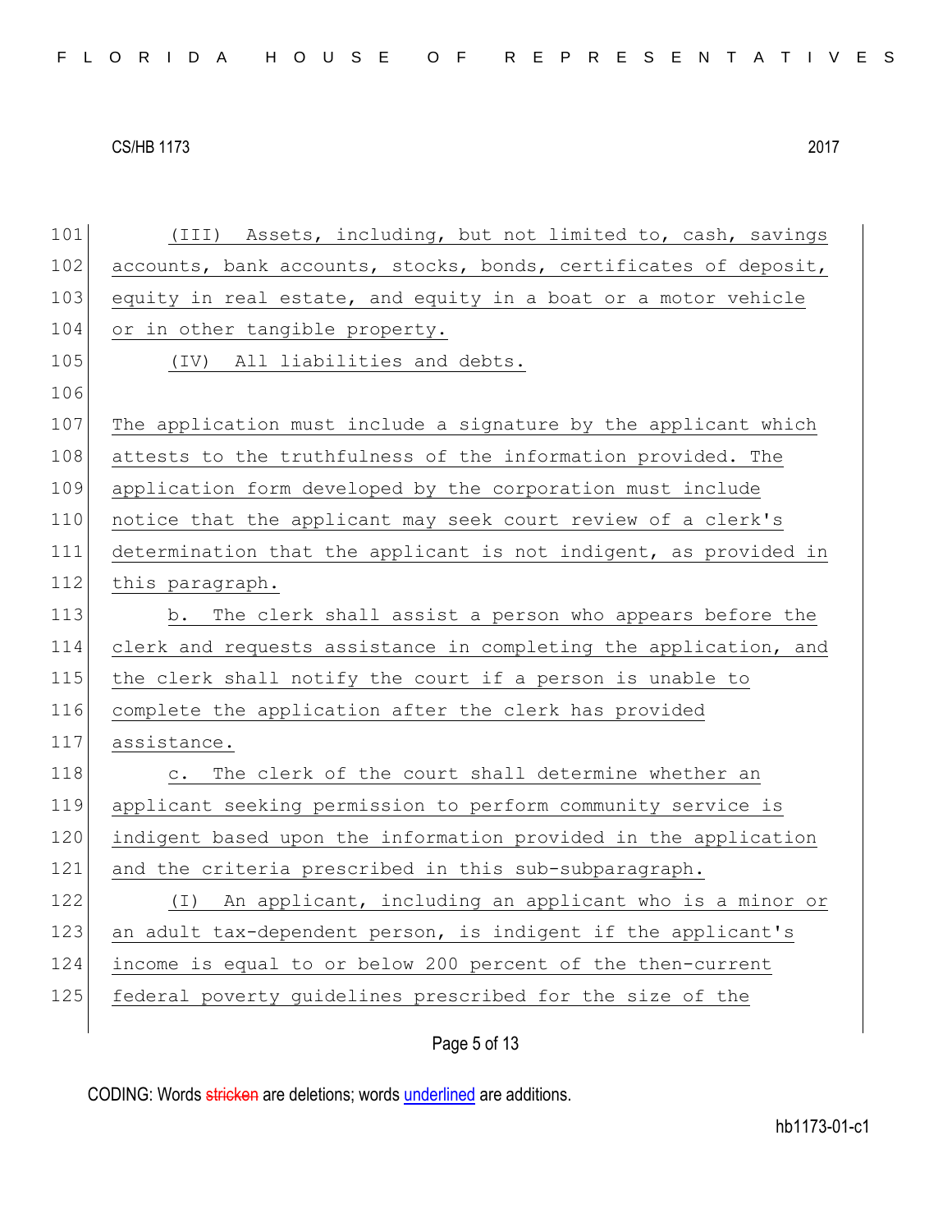(III) Assets, including, but not limited to, cash, savings accounts, bank accounts, stocks, bonds, certificates of deposit, equity in real estate, and equity in a boat or a motor vehicle or in other tangible property.

(IV) All liabilities and debts.

The application must include a signature by the applicant which attests to the truthfulness of the information provided. The application form developed by the corporation must include notice that the applicant may seek court review of a clerk's determination that the applicant is not indigent, as provided in this paragraph.

b. The clerk shall assist a person who appears before the clerk and requests assistance in completing the application, and the clerk shall notify the court if a person is unable to complete the application after the clerk has provided assistance.

c. The clerk of the court shall determine whether an applicant seeking permission to perform community service is indigent based upon the information provided in the application and the criteria prescribed in this sub-subparagraph.

(I) An applicant, including an applicant who is a minor or an adult tax-dependent person, is indigent if the applicant's income is equal to or below 200 percent of the then-current federal poverty guidelines prescribed for the size of the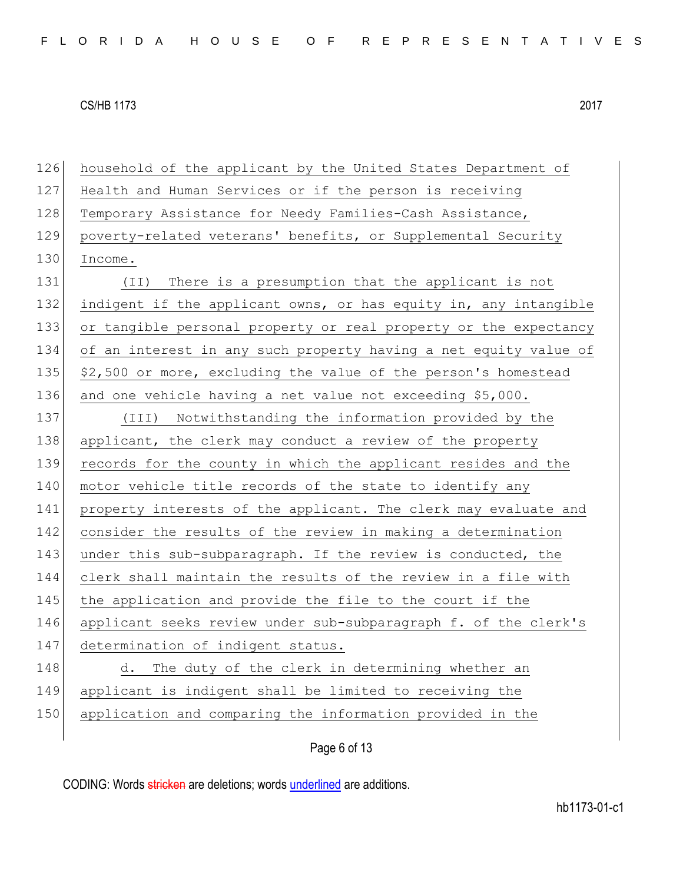household of the applicant by the United States Department of Health and Human Services or if the person is receiving Temporary Assistance for Needy Families-Cash Assistance, poverty-related veterans' benefits, or Supplemental Security Income.

(II) There is a presumption that the applicant is not indigent if the applicant owns, or has equity in, any intangible or tangible personal property or real property or the expectancy of an interest in any such property having a net equity value of $2,500 or more, excluding the value of the person's homestead and one vehicle having a net value not exceeding $5,000.

(III) Notwithstanding the information provided by the applicant, the clerk may conduct a review of the property records for the county in which the applicant resides and the motor vehicle title records of the state to identify any property interests of the applicant. The clerk may evaluate and consider the results of the review in making a determination under this sub-subparagraph. If the review is conducted, the clerk shall maintain the results of the review in a file with the application and provide the file to the court if the applicant seeks review under sub-subparagraph f. of the clerk's determination of indigent status.

d. The duty of the clerk in determining whether an applicant is indigent shall be limited to receiving the application and comparing the information provided in the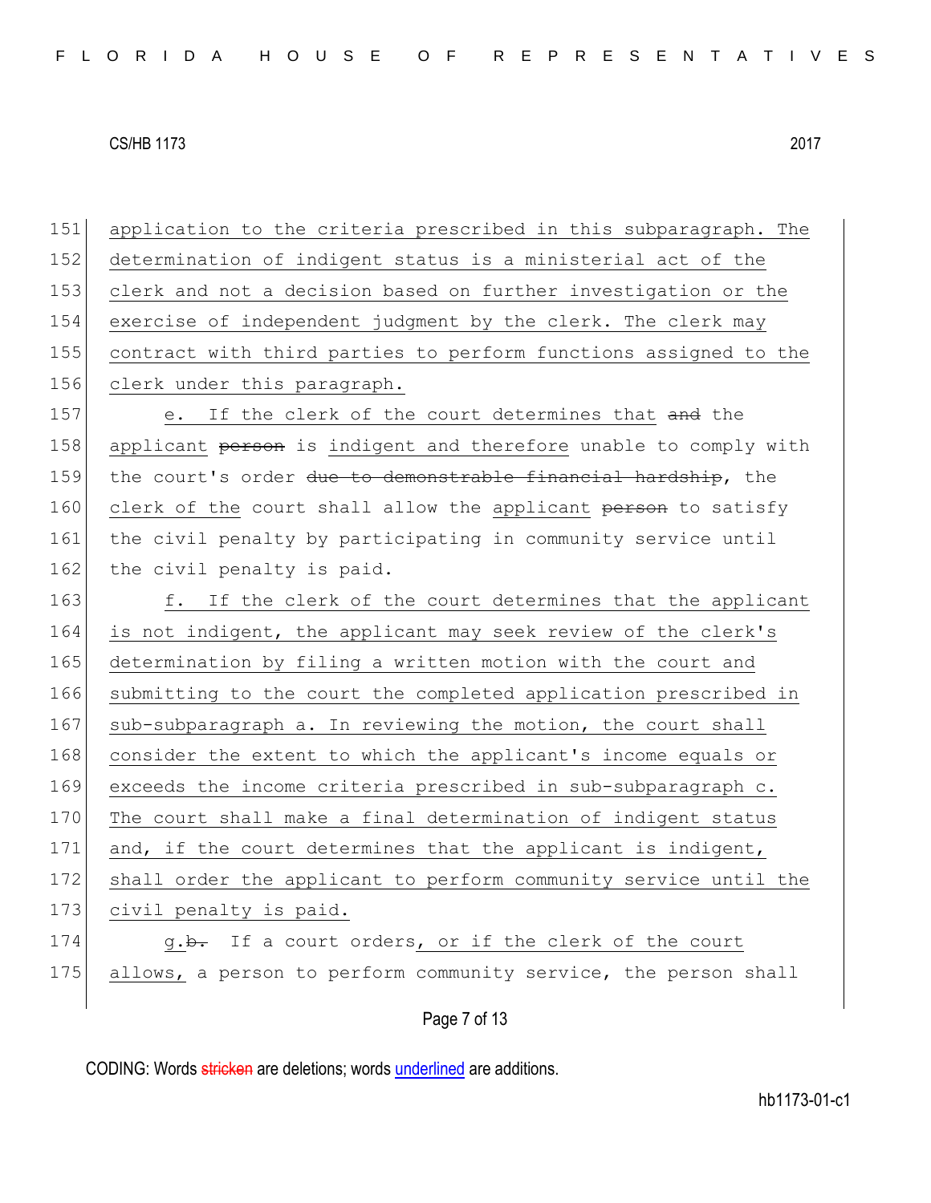application to the criteria prescribed in this subparagraph. The determination of indigent status is a ministerial act of the clerk and not a decision based on further investigation or the exercise of independent judgment by the clerk. The clerk may contract with third parties to perform functions assigned to the clerk under this paragraph.

e. If the clerk of the court determines that ~~and~~ the applicant ~~person~~ is indigent and therefore unable to comply with the court's order ~~due to demonstrable financial hardship~~, the clerk of the court shall allow the applicant ~~person~~ to satisfy the civil penalty by participating in community service until the civil penalty is paid.

f. If the clerk of the court determines that the applicant is not indigent, the applicant may seek review of the clerk's determination by filing a written motion with the court and submitting to the court the completed application prescribed in sub-subparagraph a. In reviewing the motion, the court shall consider the extent to which the applicant's income equals or exceeds the income criteria prescribed in sub-subparagraph c. The court shall make a final determination of indigent status and, if the court determines that the applicant is indigent, shall order the applicant to perform community service until the civil penalty is paid.

g.~~b.~~ If a court orders, or if the clerk of the court allows, a person to perform community service, the person shall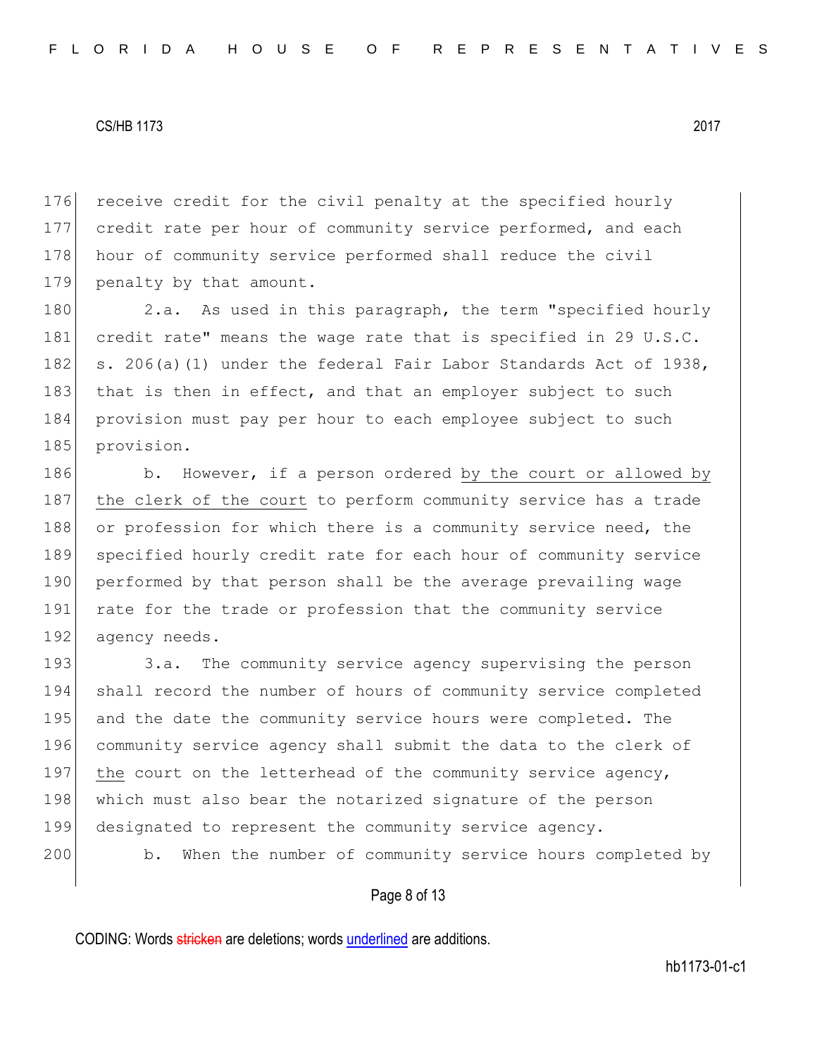receive credit for the civil penalty at the specified hourly credit rate per hour of community service performed, and each hour of community service performed shall reduce the civil penalty by that amount.

2.a. As used in this paragraph, the term "specified hourly credit rate" means the wage rate that is specified in 29 U.S.C. s. 206(a)(1) under the federal Fair Labor Standards Act of 1938, that is then in effect, and that an employer subject to such provision must pay per hour to each employee subject to such provision.

b. However, if a person ordered by the court or allowed by the clerk of the court to perform community service has a trade or profession for which there is a community service need, the specified hourly credit rate for each hour of community service performed by that person shall be the average prevailing wage rate for the trade or profession that the community service agency needs.

3.a. The community service agency supervising the person shall record the number of hours of community service completed and the date the community service hours were completed. The community service agency shall submit the data to the clerk of the court on the letterhead of the community service agency, which must also bear the notarized signature of the person designated to represent the community service agency.

b. When the number of community service hours completed by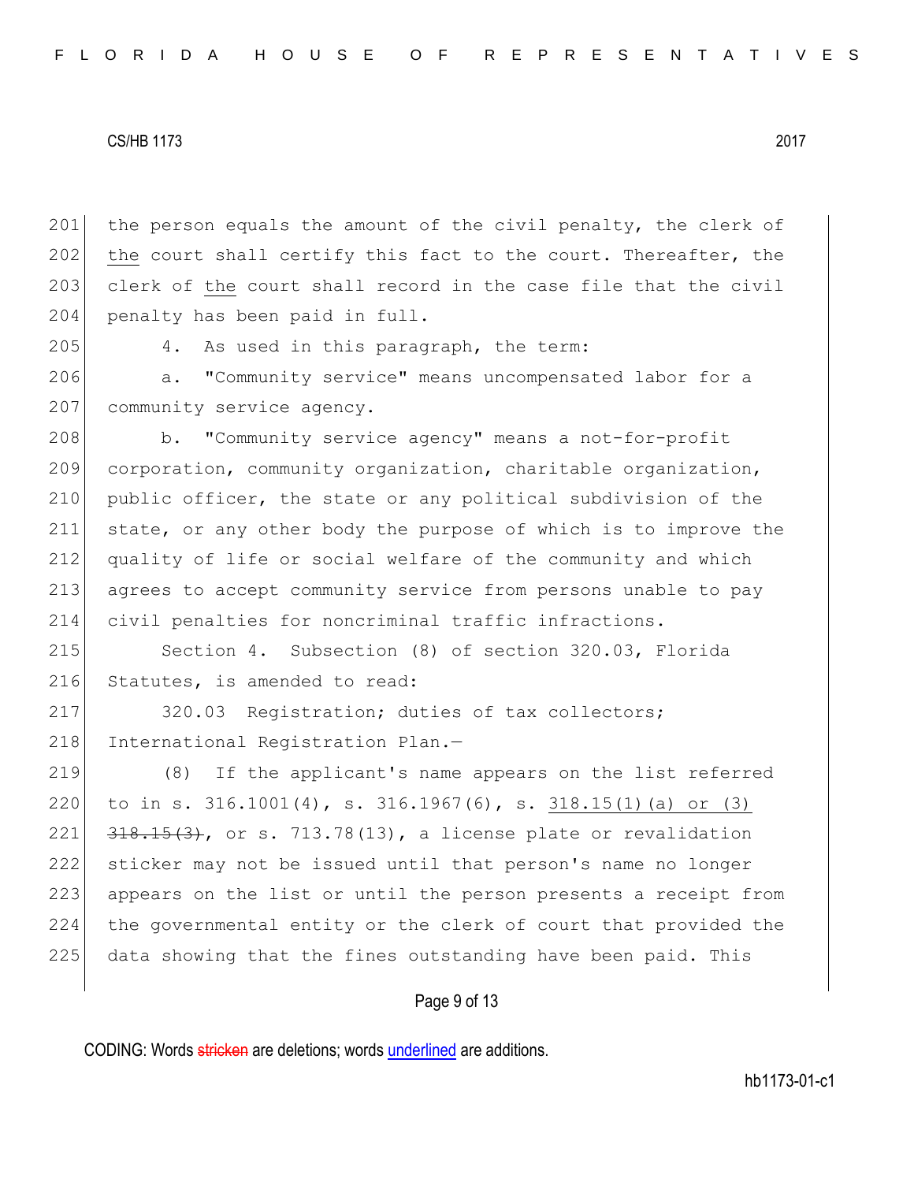the person equals the amount of the civil penalty, the clerk of the court shall certify this fact to the court. Thereafter, the clerk of the court shall record in the case file that the civil penalty has been paid in full.

4. As used in this paragraph, the term:

a. "Community service" means uncompensated labor for a community service agency.

b. "Community service agency" means a not-for-profit corporation, community organization, charitable organization, public officer, the state or any political subdivision of the state, or any other body the purpose of which is to improve the quality of life or social welfare of the community and which agrees to accept community service from persons unable to pay civil penalties for noncriminal traffic infractions.

Section 4. Subsection (8) of section 320.03, Florida Statutes, is amended to read:

320.03 Registration; duties of tax collectors; International Registration Plan.—

(8) If the applicant's name appears on the list referred to in s. 316.1001(4), s. 316.1967(6), s. 318.15(1)(a) or (3) ~~318.15(3)~~, or s. 713.78(13), a license plate or revalidation sticker may not be issued until that person's name no longer appears on the list or until the person presents a receipt from the governmental entity or the clerk of court that provided the data showing that the fines outstanding have been paid. This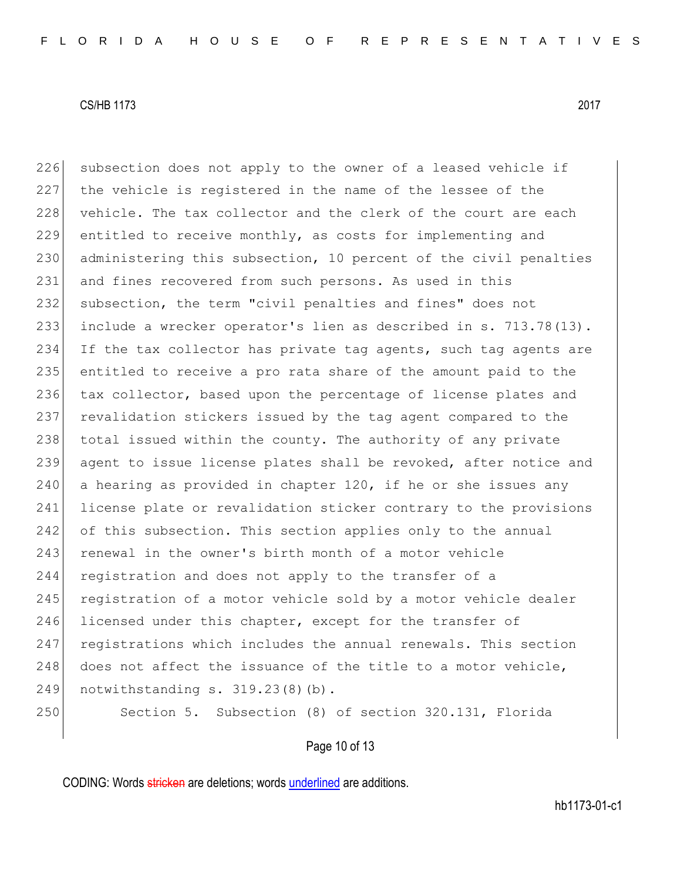subsection does not apply to the owner of a leased vehicle if the vehicle is registered in the name of the lessee of the vehicle. The tax collector and the clerk of the court are each entitled to receive monthly, as costs for implementing and administering this subsection, 10 percent of the civil penalties and fines recovered from such persons. As used in this subsection, the term "civil penalties and fines" does not include a wrecker operator's lien as described in s. 713.78(13). If the tax collector has private tag agents, such tag agents are entitled to receive a pro rata share of the amount paid to the tax collector, based upon the percentage of license plates and revalidation stickers issued by the tag agent compared to the total issued within the county. The authority of any private agent to issue license plates shall be revoked, after notice and a hearing as provided in chapter 120, if he or she issues any license plate or revalidation sticker contrary to the provisions of this subsection. This section applies only to the annual renewal in the owner's birth month of a motor vehicle registration and does not apply to the transfer of a registration of a motor vehicle sold by a motor vehicle dealer licensed under this chapter, except for the transfer of registrations which includes the annual renewals. This section does not affect the issuance of the title to a motor vehicle, notwithstanding s. 319.23(8)(b).

Section 5. Subsection (8) of section 320.131, Florida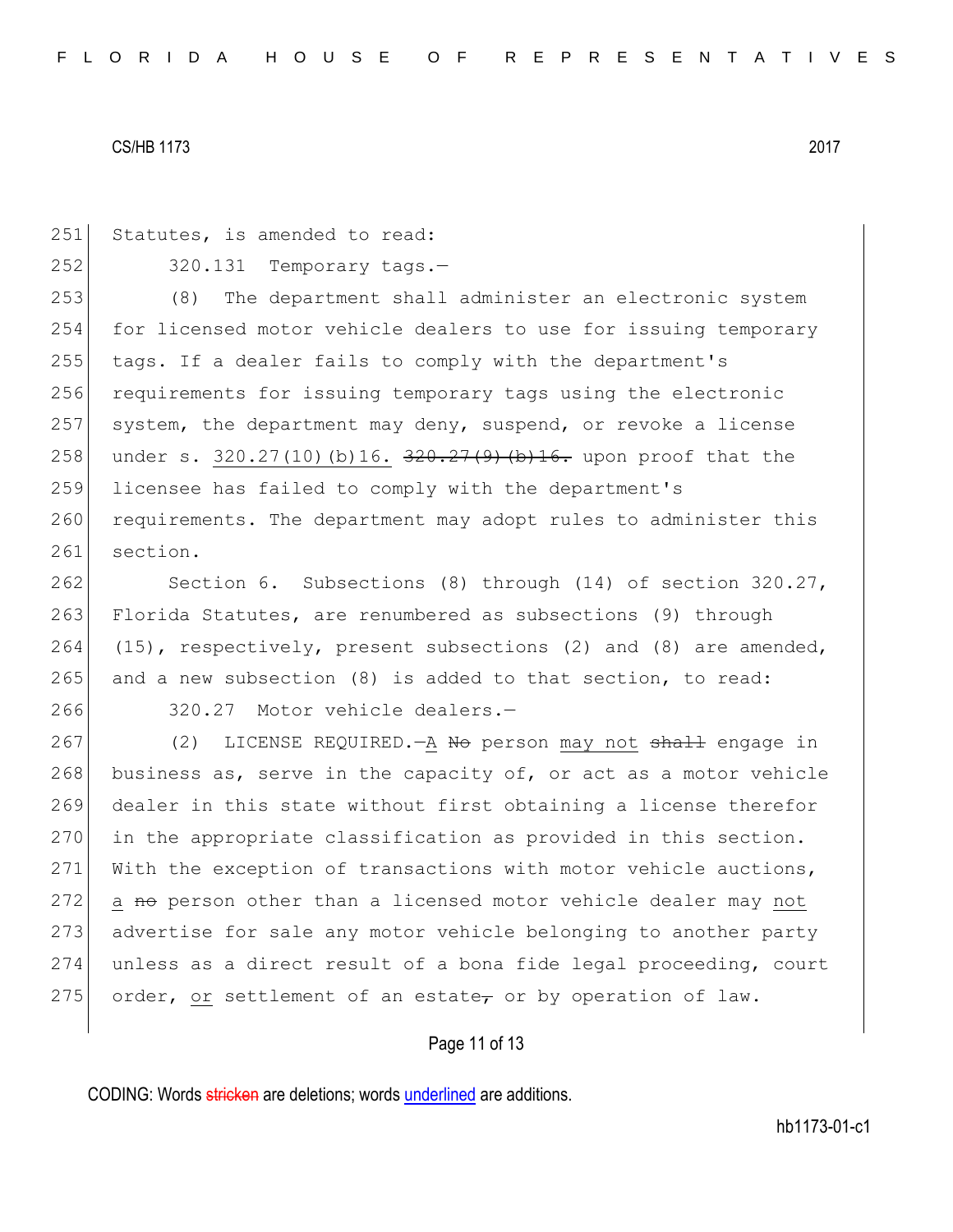Statutes, is amended to read:

320.131 Temporary tags.—

(8) The department shall administer an electronic system for licensed motor vehicle dealers to use for issuing temporary tags. If a dealer fails to comply with the department's requirements for issuing temporary tags using the electronic system, the department may deny, suspend, or revoke a license under s. 320.27(10)(b)16. ~~320.27(9)(b)16.~~ upon proof that the licensee has failed to comply with the department's requirements. The department may adopt rules to administer this section.

Section 6. Subsections (8) through (14) of section 320.27, Florida Statutes, are renumbered as subsections (9) through (15), respectively, present subsections (2) and (8) are amended, and a new subsection (8) is added to that section, to read:

320.27 Motor vehicle dealers.—

(2) LICENSE REQUIRED.—A ~~No~~ person may not ~~shall~~ engage in business as, serve in the capacity of, or act as a motor vehicle dealer in this state without first obtaining a license therefor in the appropriate classification as provided in this section. With the exception of transactions with motor vehicle auctions, a ~~no~~ person other than a licensed motor vehicle dealer may not advertise for sale any motor vehicle belonging to another party unless as a direct result of a bona fide legal proceeding, court order, or settlement of an estate~~,~~ or by operation of law.

CODING: Words ~~stricken~~ are deletions; words underlined are additions.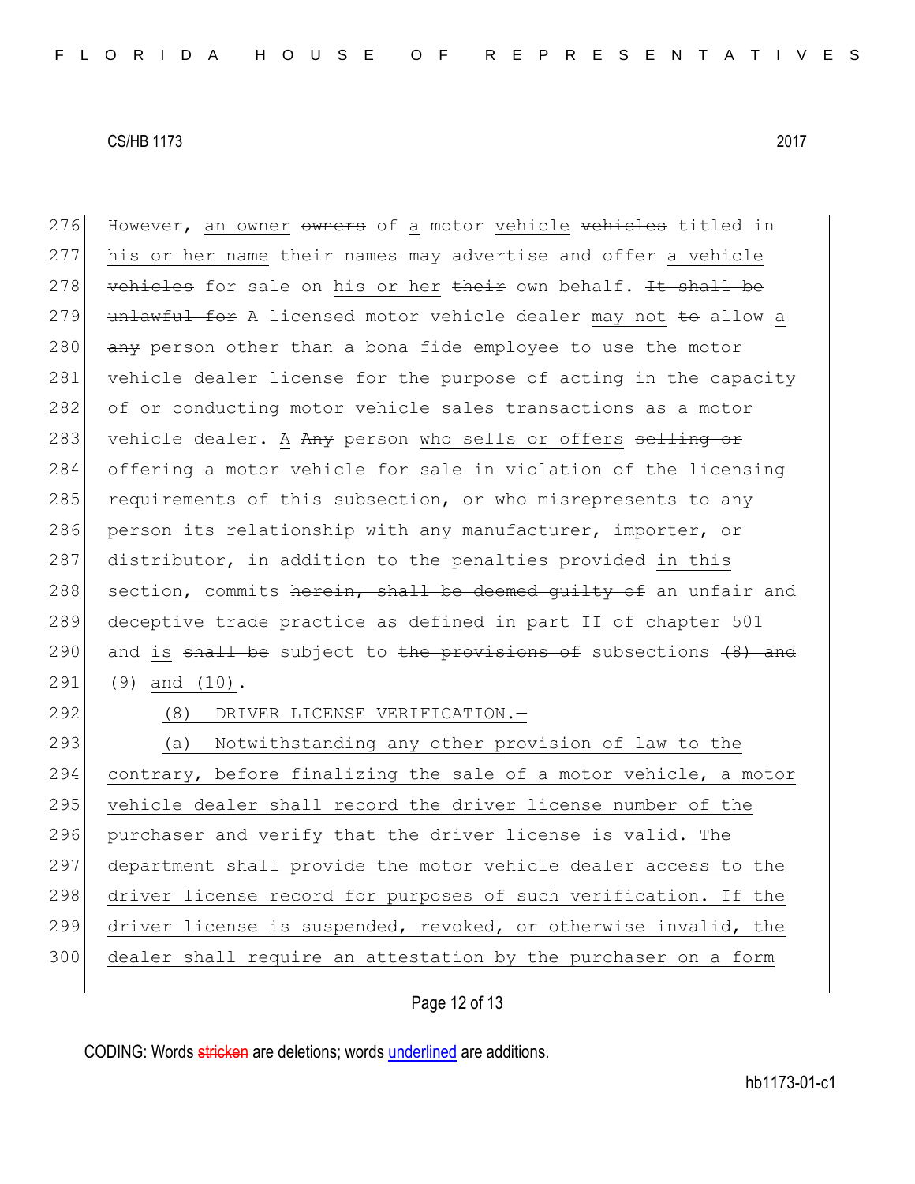276 However, an owner ~~owners~~ of a motor vehicle ~~vehicles~~ titled in
277 his or her name ~~their names~~ may advertise and offer a vehicle
278 ~~vehicles~~ for sale on his or her ~~their~~ own behalf. ~~It shall be~~
279 ~~unlawful for~~ A licensed motor vehicle dealer may not ~~to~~ allow a
280 ~~any~~ person other than a bona fide employee to use the motor
281 vehicle dealer license for the purpose of acting in the capacity
282 of or conducting motor vehicle sales transactions as a motor
283 vehicle dealer. A ~~Any~~ person who sells or offers ~~selling or~~
284 ~~offering~~ a motor vehicle for sale in violation of the licensing
285 requirements of this subsection, or who misrepresents to any
286 person its relationship with any manufacturer, importer, or
287 distributor, in addition to the penalties provided in this
288 section, commits ~~herein, shall be deemed guilty of~~ an unfair and
289 deceptive trade practice as defined in part II of chapter 501
290 and is ~~shall be~~ subject to ~~the provisions of~~ subsections ~~(8) and~~
291 (9) and (10).

292 (8) DRIVER LICENSE VERIFICATION.—

293 (a) Notwithstanding any other provision of law to the
294 contrary, before finalizing the sale of a motor vehicle, a motor
295 vehicle dealer shall record the driver license number of the
296 purchaser and verify that the driver license is valid. The
297 department shall provide the motor vehicle dealer access to the
298 driver license record for purposes of such verification. If the
299 driver license is suspended, revoked, or otherwise invalid, the
300 dealer shall require an attestation by the purchaser on a form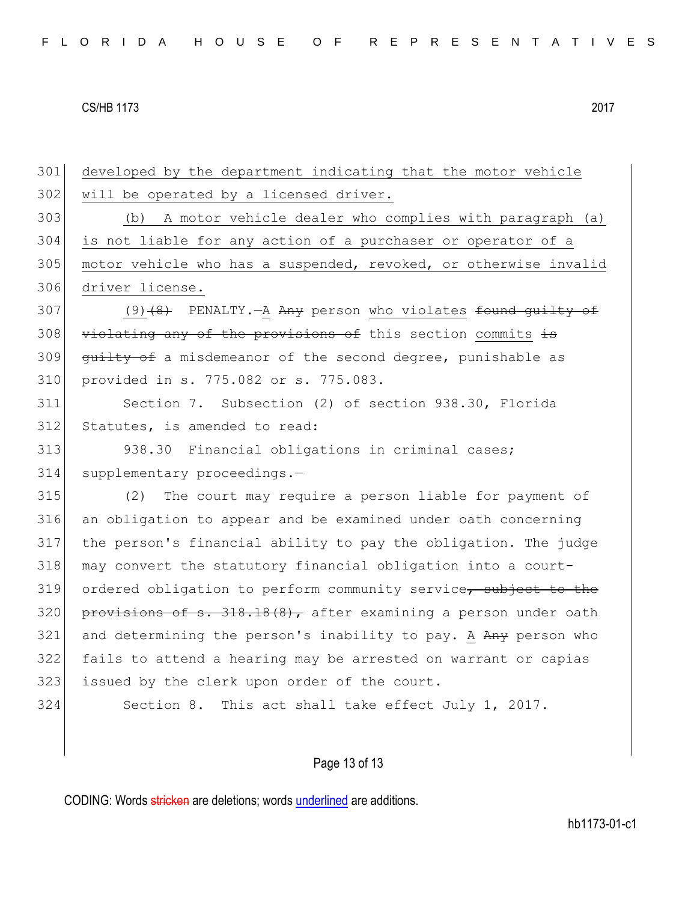developed by the department indicating that the motor vehicle will be operated by a licensed driver.

(b) A motor vehicle dealer who complies with paragraph (a) is not liable for any action of a purchaser or operator of a motor vehicle who has a suspended, revoked, or otherwise invalid driver license.

(9)~~(8)~~ PENALTY.—A ~~Any~~ person who violates ~~found guilty of violating any of the provisions of~~ this section commits ~~is guilty of~~ a misdemeanor of the second degree, punishable as provided in s. 775.082 or s. 775.083.

Section 7. Subsection (2) of section 938.30, Florida Statutes, is amended to read:

938.30 Financial obligations in criminal cases; supplementary proceedings.—

(2) The court may require a person liable for payment of an obligation to appear and be examined under oath concerning the person's financial ability to pay the obligation. The judge may convert the statutory financial obligation into a court-ordered obligation to perform community service~~, subject to the provisions of s. 318.18(8),~~ after examining a person under oath and determining the person's inability to pay. A ~~Any~~ person who fails to attend a hearing may be arrested on warrant or capias issued by the clerk upon order of the court.

Section 8. This act shall take effect July 1, 2017.

CODING: Words ~~stricken~~ are deletions; words underlined are additions.